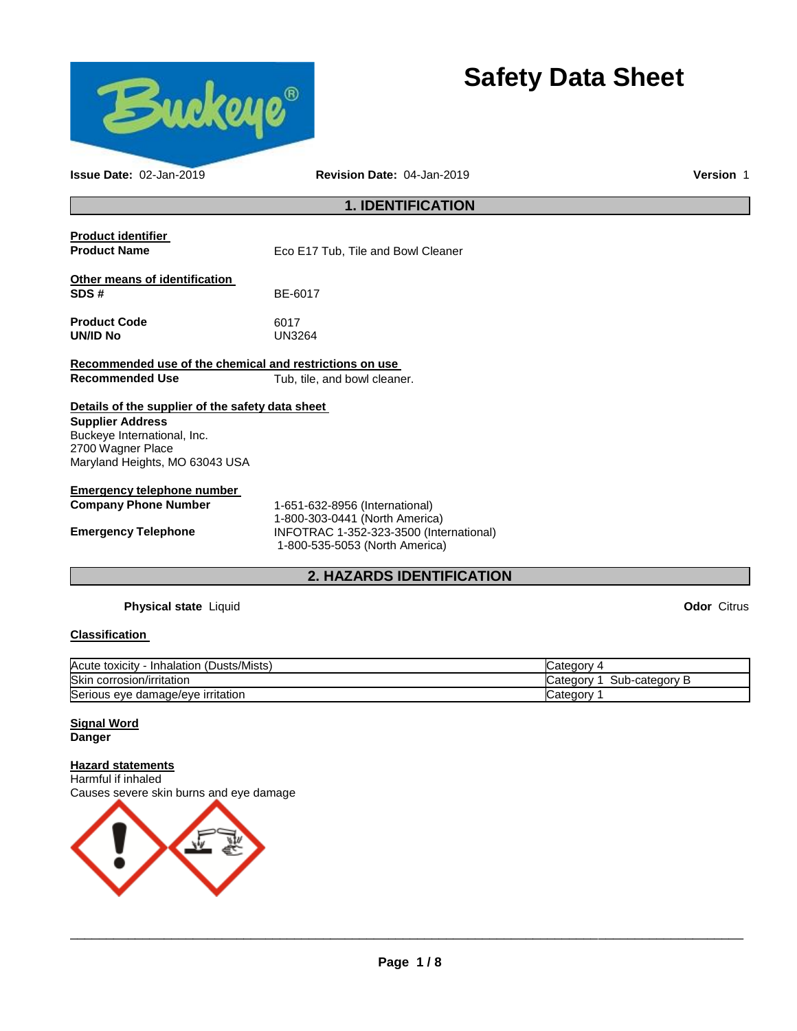# Safety Data Sheet

**Issue Date:** 02-Jan-2019 **Revision Date:** 04-Jan-2019 **Version** 1

## 1. IDENTIFICATION

**Product identifier**

**Product Name** Eco E17 Tub, Tile and Bowl Cleaner

**Other means of identification**

**SDS #** BE-6017

**Product Code** 6017

**UN/ID No** UN3264

**Recommended use of the chemical and restrictions on use**

**Recommended Use** Tub, tile, and bowl cleaner.

**Details of the supplier of the safety data sheet**

**Supplier Address**
Buckeye International, Inc.
2700 Wagner Place
Maryland Heights, MO 63043 USA

**Emergency telephone number**

**Company Phone Number** 1-651-632-8956 (International)
1-800-303-0441 (North America)

**Emergency Telephone** INFOTRAC 1-352-323-3500 (International)
1-800-535-5053 (North America)

## 2. HAZARDS IDENTIFICATION

**Physical state** Liquid **Odor** Citrus

**Classification**

| | |
|---|---|
| Acute toxicity - Inhalation (Dusts/Mists) | Category 4 |
| Skin corrosion/irritation | Category 1 Sub-category B |
| Serious eye damage/eye irritation | Category 1 |

**Signal Word**
**Danger**

**Hazard statements**
Harmful if inhaled
Causes severe skin burns and eye damage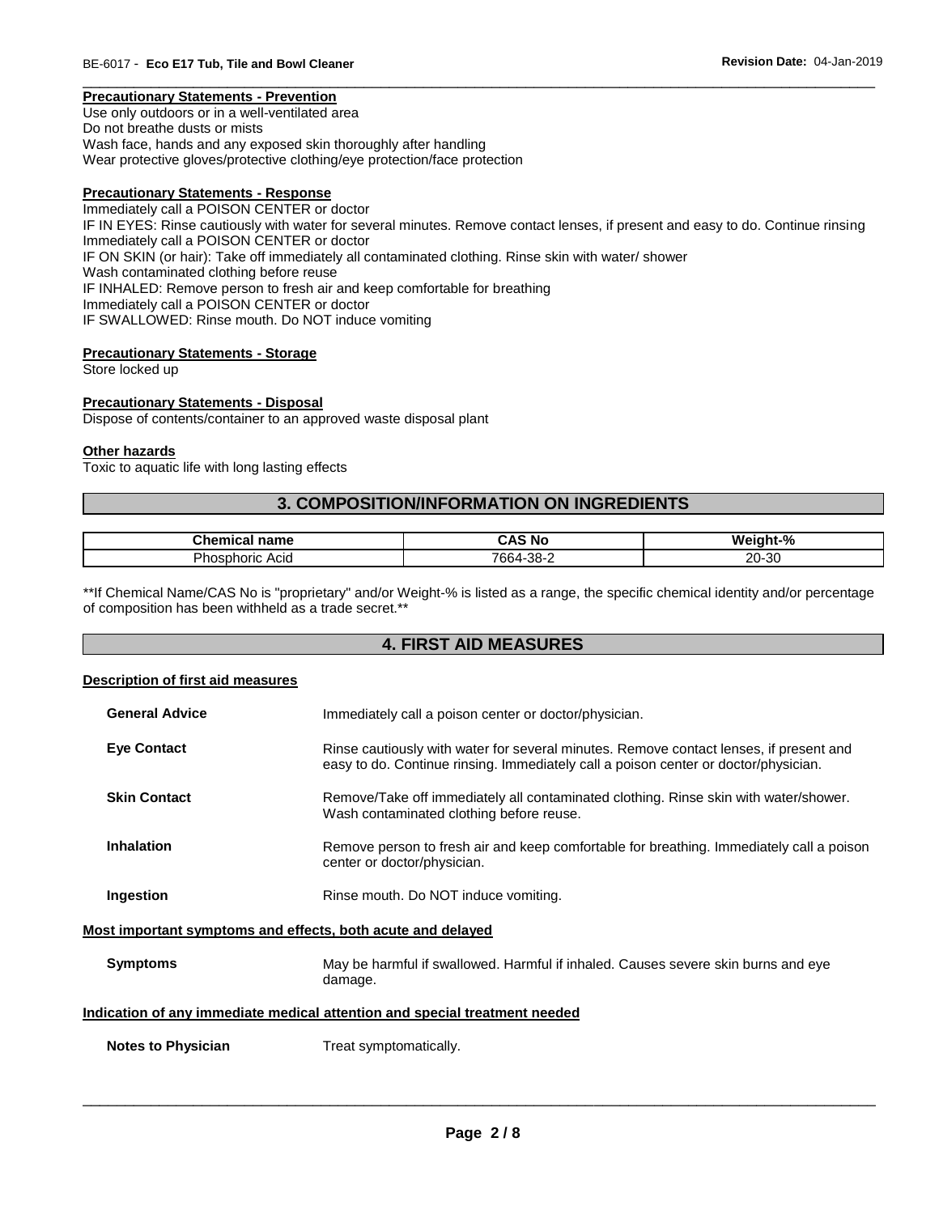**Precautionary Statements - Prevention**

Use only outdoors or in a well-ventilated area
Do not breathe dusts or mists
Wash face, hands and any exposed skin thoroughly after handling
Wear protective gloves/protective clothing/eye protection/face protection

**Precautionary Statements - Response**

Immediately call a POISON CENTER or doctor
IF IN EYES: Rinse cautiously with water for several minutes. Remove contact lenses, if present and easy to do. Continue rinsing
Immediately call a POISON CENTER or doctor
IF ON SKIN (or hair): Take off immediately all contaminated clothing. Rinse skin with water/ shower
Wash contaminated clothing before reuse
IF INHALED: Remove person to fresh air and keep comfortable for breathing
Immediately call a POISON CENTER or doctor
IF SWALLOWED: Rinse mouth. Do NOT induce vomiting

**Precautionary Statements - Storage**

Store locked up

**Precautionary Statements - Disposal**

Dispose of contents/container to an approved waste disposal plant

**Other hazards**

Toxic to aquatic life with long lasting effects

## 3. COMPOSITION/INFORMATION ON INGREDIENTS

| Chemical name | CAS No | Weight-% |
|---|---|---|
| Phosphoric Acid | 7664-38-2 | 20-30 |

**If Chemical Name/CAS No is "proprietary" and/or Weight-% is listed as a range, the specific chemical identity and/or percentage of composition has been withheld as a trade secret.**

## 4. FIRST AID MEASURES

**Description of first aid measures**

**General Advice** Immediately call a poison center or doctor/physician.

**Eye Contact** Rinse cautiously with water for several minutes. Remove contact lenses, if present and easy to do. Continue rinsing. Immediately call a poison center or doctor/physician.

**Skin Contact** Remove/Take off immediately all contaminated clothing. Rinse skin with water/shower. Wash contaminated clothing before reuse.

**Inhalation** Remove person to fresh air and keep comfortable for breathing. Immediately call a poison center or doctor/physician.

**Ingestion** Rinse mouth. Do NOT induce vomiting.

**Most important symptoms and effects, both acute and delayed**

**Symptoms** May be harmful if swallowed. Harmful if inhaled. Causes severe skin burns and eye damage.

**Indication of any immediate medical attention and special treatment needed**

**Notes to Physician** Treat symptomatically.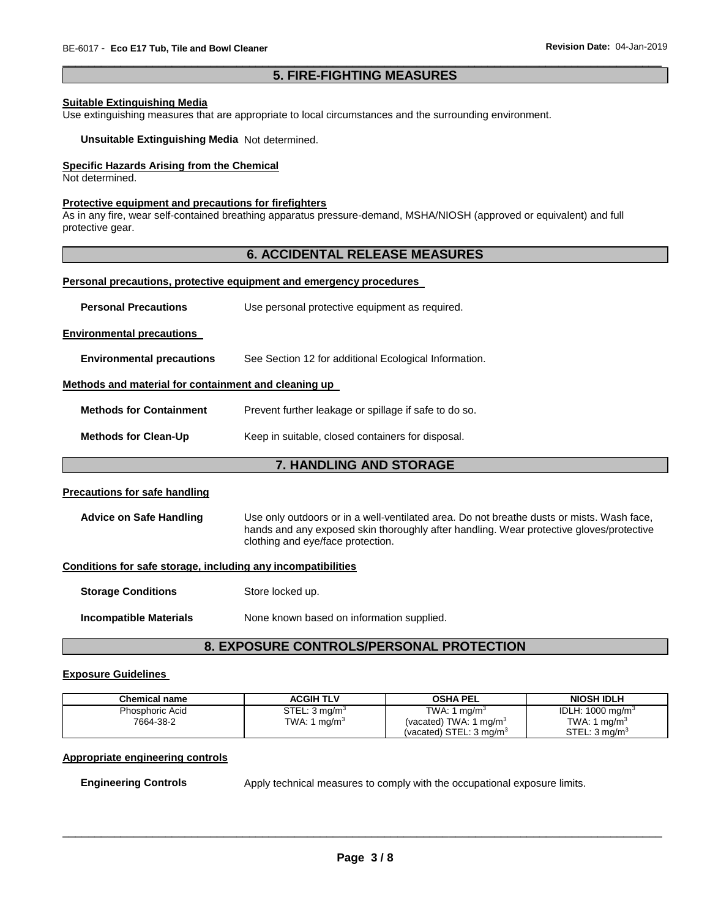## 5. FIRE-FIGHTING MEASURES

**Suitable Extinguishing Media**

Use extinguishing measures that are appropriate to local circumstances and the surrounding environment.

**Unsuitable Extinguishing Media** Not determined.

**Specific Hazards Arising from the Chemical**

Not determined.

**Protective equipment and precautions for firefighters**

As in any fire, wear self-contained breathing apparatus pressure-demand, MSHA/NIOSH (approved or equivalent) and full protective gear.

## 6. ACCIDENTAL RELEASE MEASURES

**Personal precautions, protective equipment and emergency procedures**

**Personal Precautions** Use personal protective equipment as required.

**Environmental precautions**

**Environmental precautions** See Section 12 for additional Ecological Information.

**Methods and material for containment and cleaning up**

**Methods for Containment** Prevent further leakage or spillage if safe to do so.

**Methods for Clean-Up** Keep in suitable, closed containers for disposal.

## 7. HANDLING AND STORAGE

**Precautions for safe handling**

**Advice on Safe Handling** Use only outdoors or in a well-ventilated area. Do not breathe dusts or mists. Wash face, hands and any exposed skin thoroughly after handling. Wear protective gloves/protective clothing and eye/face protection.

**Conditions for safe storage, including any incompatibilities**

**Storage Conditions** Store locked up.

**Incompatible Materials** None known based on information supplied.

## 8. EXPOSURE CONTROLS/PERSONAL PROTECTION

**Exposure Guidelines**

| Chemical name | ACGIH TLV | OSHA PEL | NIOSH IDLH |
|---|---|---|---|
| Phosphoric Acid<br>7664-38-2 | STEL: 3 mg/m$^3$<br>TWA: 1 mg/m$^3$ | TWA: 1 mg/m$^3$<br>(vacated) TWA: 1 mg/m$^3$<br>(vacated) STEL: 3 mg/m$^3$ | IDLH: 1000 mg/m$^3$<br>TWA: 1 mg/m$^3$<br>STEL: 3 mg/m$^3$ |

**Appropriate engineering controls**

**Engineering Controls** Apply technical measures to comply with the occupational exposure limits.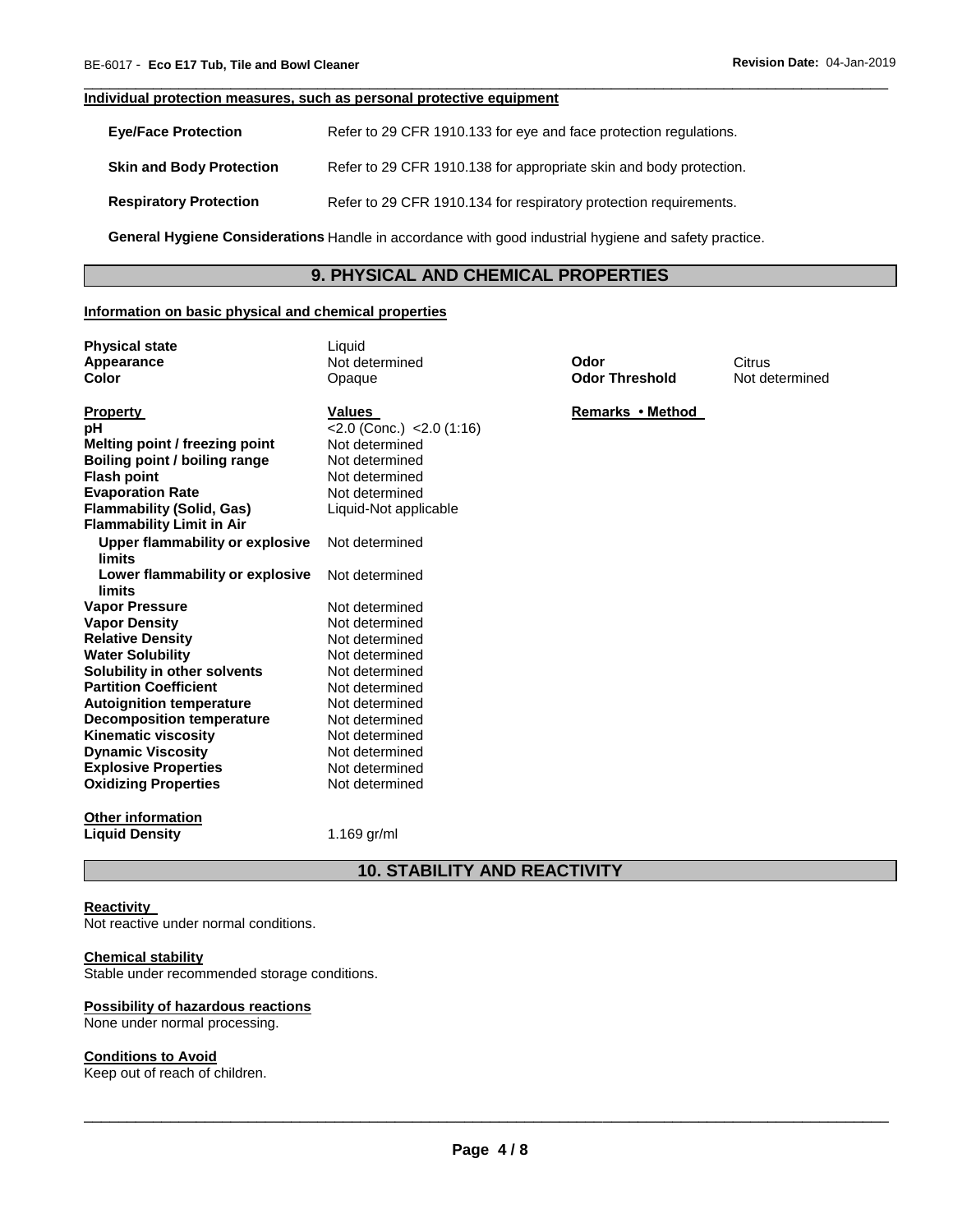**Individual protection measures, such as personal protective equipment**

**Eye/Face Protection** Refer to 29 CFR 1910.133 for eye and face protection regulations.

**Skin and Body Protection** Refer to 29 CFR 1910.138 for appropriate skin and body protection.

**Respiratory Protection** Refer to 29 CFR 1910.134 for respiratory protection requirements.

**General Hygiene Considerations** Handle in accordance with good industrial hygiene and safety practice.

## 9. PHYSICAL AND CHEMICAL PROPERTIES

**Information on basic physical and chemical properties**

| | | | |
|---|---|---|---|
| **Physical state** | Liquid | | |
| **Appearance** | Not determined | **Odor** | Citrus |
| **Color** | Opaque | **Odor Threshold** | Not determined |

| **Property** | **Values** | **Remarks • Method** |
|---|---|---|
| **pH** | <2.0 (Conc.) <2.0 (1:16) | |
| **Melting point / freezing point** | Not determined | |
| **Boiling point / boiling range** | Not determined | |
| **Flash point** | Not determined | |
| **Evaporation Rate** | Not determined | |
| **Flammability (Solid, Gas)** | Liquid-Not applicable | |
| **Flammability Limit in Air** | | |
| **Upper flammability or explosive limits** | Not determined | |
| **Lower flammability or explosive limits** | Not determined | |
| **Vapor Pressure** | Not determined | |
| **Vapor Density** | Not determined | |
| **Relative Density** | Not determined | |
| **Water Solubility** | Not determined | |
| **Solubility in other solvents** | Not determined | |
| **Partition Coefficient** | Not determined | |
| **Autoignition temperature** | Not determined | |
| **Decomposition temperature** | Not determined | |
| **Kinematic viscosity** | Not determined | |
| **Dynamic Viscosity** | Not determined | |
| **Explosive Properties** | Not determined | |
| **Oxidizing Properties** | Not determined | |

**Other information**

**Liquid Density** 1.169 gr/ml

## 10. STABILITY AND REACTIVITY

**Reactivity**

Not reactive under normal conditions.

**Chemical stability**

Stable under recommended storage conditions.

**Possibility of hazardous reactions**

None under normal processing.

**Conditions to Avoid**

Keep out of reach of children.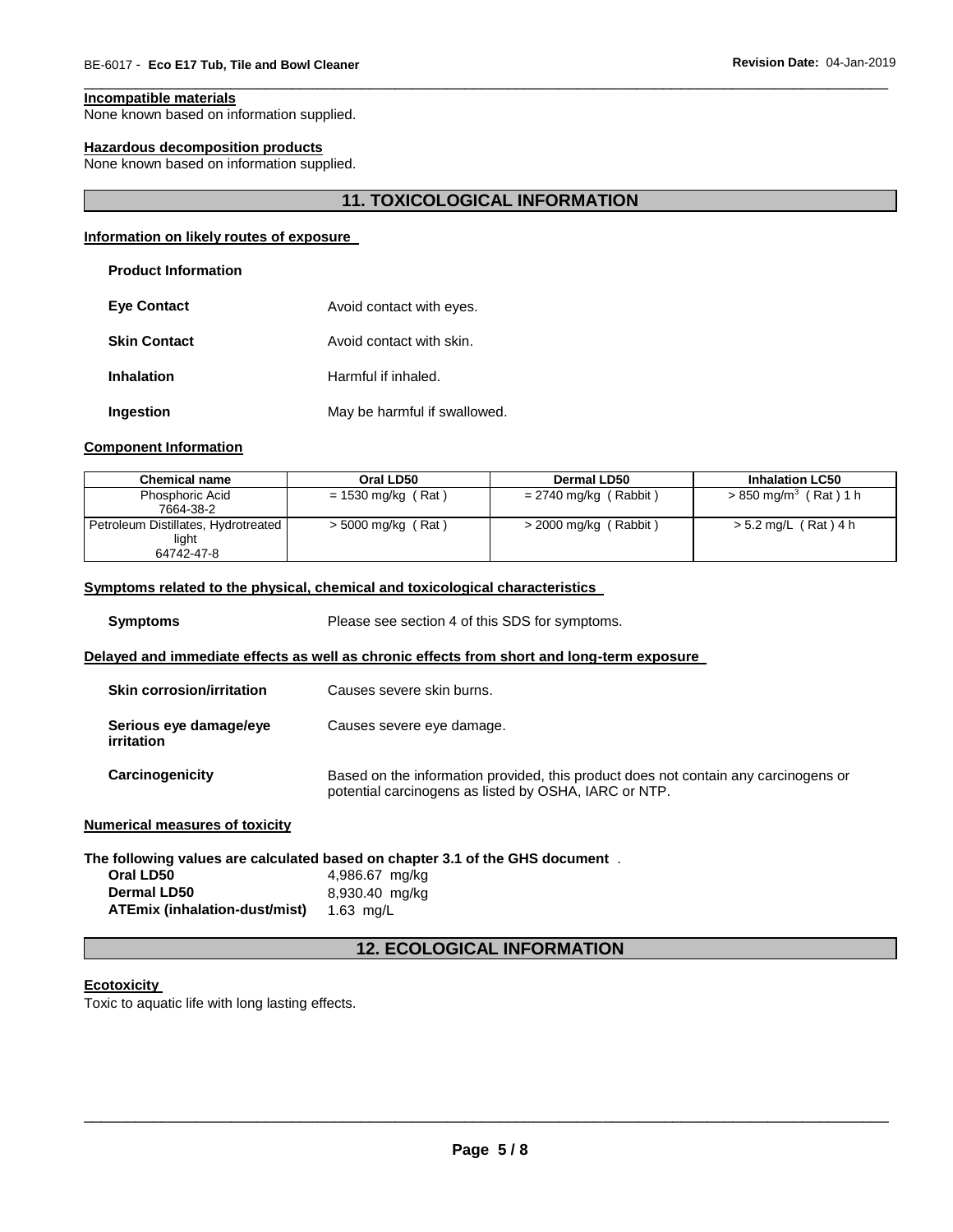#### Incompatible materials

None known based on information supplied.

#### Hazardous decomposition products

None known based on information supplied.

## 11. TOXICOLOGICAL INFORMATION

### Information on likely routes of exposure

**Product Information**

**Eye Contact** Avoid contact with eyes.

**Skin Contact** Avoid contact with skin.

**Inhalation** Harmful if inhaled.

**Ingestion** May be harmful if swallowed.

### Component Information

| Chemical name | Oral LD50 | Dermal LD50 | Inhalation LC50 |
|---|---|---|---|
| Phosphoric Acid 7664-38-2 | = 1530 mg/kg ( Rat ) | = 2740 mg/kg ( Rabbit ) | > 850 mg/m$^3$ ( Rat ) 1 h |
| Petroleum Distillates, Hydrotreated light 64742-47-8 | > 5000 mg/kg ( Rat ) | > 2000 mg/kg ( Rabbit ) | > 5.2 mg/L ( Rat ) 4 h |

### Symptoms related to the physical, chemical and toxicological characteristics

**Symptoms** Please see section 4 of this SDS for symptoms.

### Delayed and immediate effects as well as chronic effects from short and long-term exposure

**Skin corrosion/irritation** Causes severe skin burns.

**Serious eye damage/eye irritation** Causes severe eye damage.

**Carcinogenicity** Based on the information provided, this product does not contain any carcinogens or potential carcinogens as listed by OSHA, IARC or NTP.

### Numerical measures of toxicity

**The following values are calculated based on chapter 3.1 of the GHS document** .

**Oral LD50** 4,986.67 mg/kg
**Dermal LD50** 8,930.40 mg/kg
**ATEmix (inhalation-dust/mist)** 1.63 mg/L

## 12. ECOLOGICAL INFORMATION

### Ecotoxicity

Toxic to aquatic life with long lasting effects.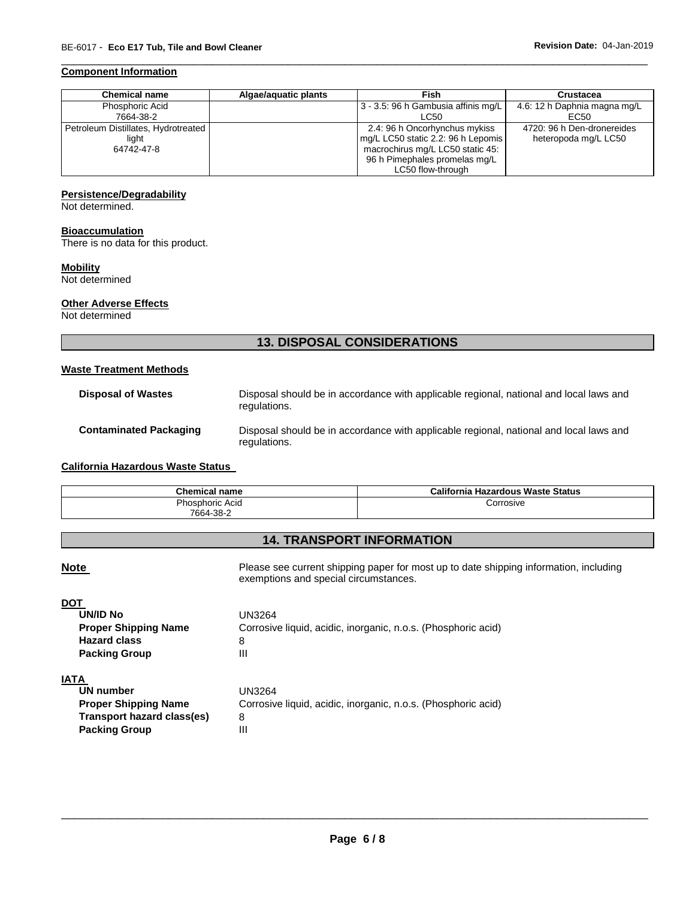### Component Information

| Chemical name | Algae/aquatic plants | Fish | Crustacea |
|---|---|---|---|
| Phosphoric Acid 7664-38-2 | | 3 - 3.5: 96 h Gambusia affinis mg/L LC50 | 4.6: 12 h Daphnia magna mg/L EC50 |
| Petroleum Distillates, Hydrotreated light 64742-47-8 | | 2.4: 96 h Oncorhynchus mykiss mg/L LC50 static 2.2: 96 h Lepomis macrochirus mg/L LC50 static 45: 96 h Pimephales promelas mg/L LC50 flow-through | 4720: 96 h Den-dronereides heteropoda mg/L LC50 |

### Persistence/Degradability

Not determined.

### Bioaccumulation

There is no data for this product.

### Mobility

Not determined

### Other Adverse Effects

Not determined

## 13. DISPOSAL CONSIDERATIONS

### Waste Treatment Methods

**Disposal of Wastes** Disposal should be in accordance with applicable regional, national and local laws and regulations.

**Contaminated Packaging** Disposal should be in accordance with applicable regional, national and local laws and regulations.

### California Hazardous Waste Status

| Chemical name | California Hazardous Waste Status |
|---|---|
| Phosphoric Acid 7664-38-2 | Corrosive |

## 14. TRANSPORT INFORMATION

**Note** Please see current shipping paper for most up to date shipping information, including exemptions and special circumstances.

**DOT**

- **UN/ID No** UN3264
- **Proper Shipping Name** Corrosive liquid, acidic, inorganic, n.o.s. (Phosphoric acid)
- **Hazard class** 8
- **Packing Group** III

**IATA**

- **UN number** UN3264
- **Proper Shipping Name** Corrosive liquid, acidic, inorganic, n.o.s. (Phosphoric acid)
- **Transport hazard class(es)** 8
- **Packing Group** III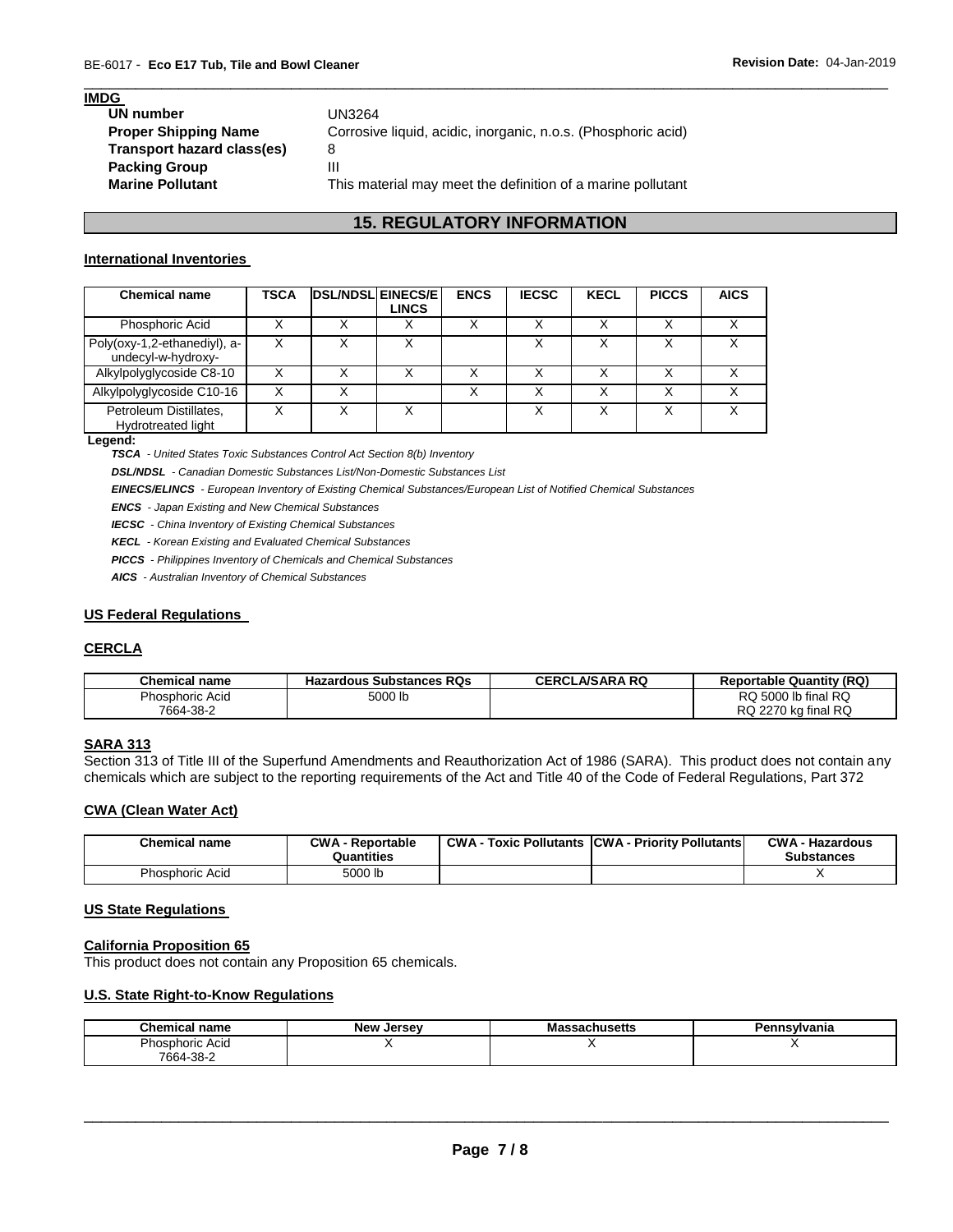**IMDG**

| | |
|---|---|
| **UN number** | UN3264 |
| **Proper Shipping Name** | Corrosive liquid, acidic, inorganic, n.o.s. (Phosphoric acid) |
| **Transport hazard class(es)** | 8 |
| **Packing Group** | III |
| **Marine Pollutant** | This material may meet the definition of a marine pollutant |

## 15. REGULATORY INFORMATION

### International Inventories

| Chemical name | TSCA | DSL/NDSL | EINECS/ELINCS | ENCS | IECSC | KECL | PICCS | AICS |
|---|---|---|---|---|---|---|---|---|
| Phosphoric Acid | X | X | X | X | X | X | X | X |
| Poly(oxy-1,2-ethanediyl), a-undecyl-w-hydroxy- | X | X | X | | X | X | X | X |
| Alkylpolyglycoside C8-10 | X | X | X | X | X | X | X | X |
| Alkylpolyglycoside C10-16 | X | X | | X | X | X | X | X |
| Petroleum Distillates, Hydrotreated light | X | X | X | | X | X | X | X |

**Legend:**

***TSCA*** *- United States Toxic Substances Control Act Section 8(b) Inventory*

***DSL/NDSL*** *- Canadian Domestic Substances List/Non-Domestic Substances List*

***EINECS/ELINCS*** *- European Inventory of Existing Chemical Substances/European List of Notified Chemical Substances*

***ENCS*** *- Japan Existing and New Chemical Substances*

***IECSC*** *- China Inventory of Existing Chemical Substances*

***KECL*** *- Korean Existing and Evaluated Chemical Substances*

***PICCS*** *- Philippines Inventory of Chemicals and Chemical Substances*

***AICS*** *- Australian Inventory of Chemical Substances*

### US Federal Regulations

### CERCLA

| Chemical name | Hazardous Substances RQs | CERCLA/SARA RQ | Reportable Quantity (RQ) |
|---|---|---|---|
| Phosphoric Acid 7664-38-2 | 5000 lb | | RQ 5000 lb final RQ RQ 2270 kg final RQ |

### SARA 313

Section 313 of Title III of the Superfund Amendments and Reauthorization Act of 1986 (SARA). This product does not contain any chemicals which are subject to the reporting requirements of the Act and Title 40 of the Code of Federal Regulations, Part 372

### CWA (Clean Water Act)

| Chemical name | CWA - Reportable Quantities | CWA - Toxic Pollutants | CWA - Priority Pollutants | CWA - Hazardous Substances |
|---|---|---|---|---|
| Phosphoric Acid | 5000 lb | | | X |

### US State Regulations

### California Proposition 65

This product does not contain any Proposition 65 chemicals.

### U.S. State Right-to-Know Regulations

| Chemical name | New Jersey | Massachusetts | Pennsylvania |
|---|---|---|---|
| Phosphoric Acid 7664-38-2 | X | X | X |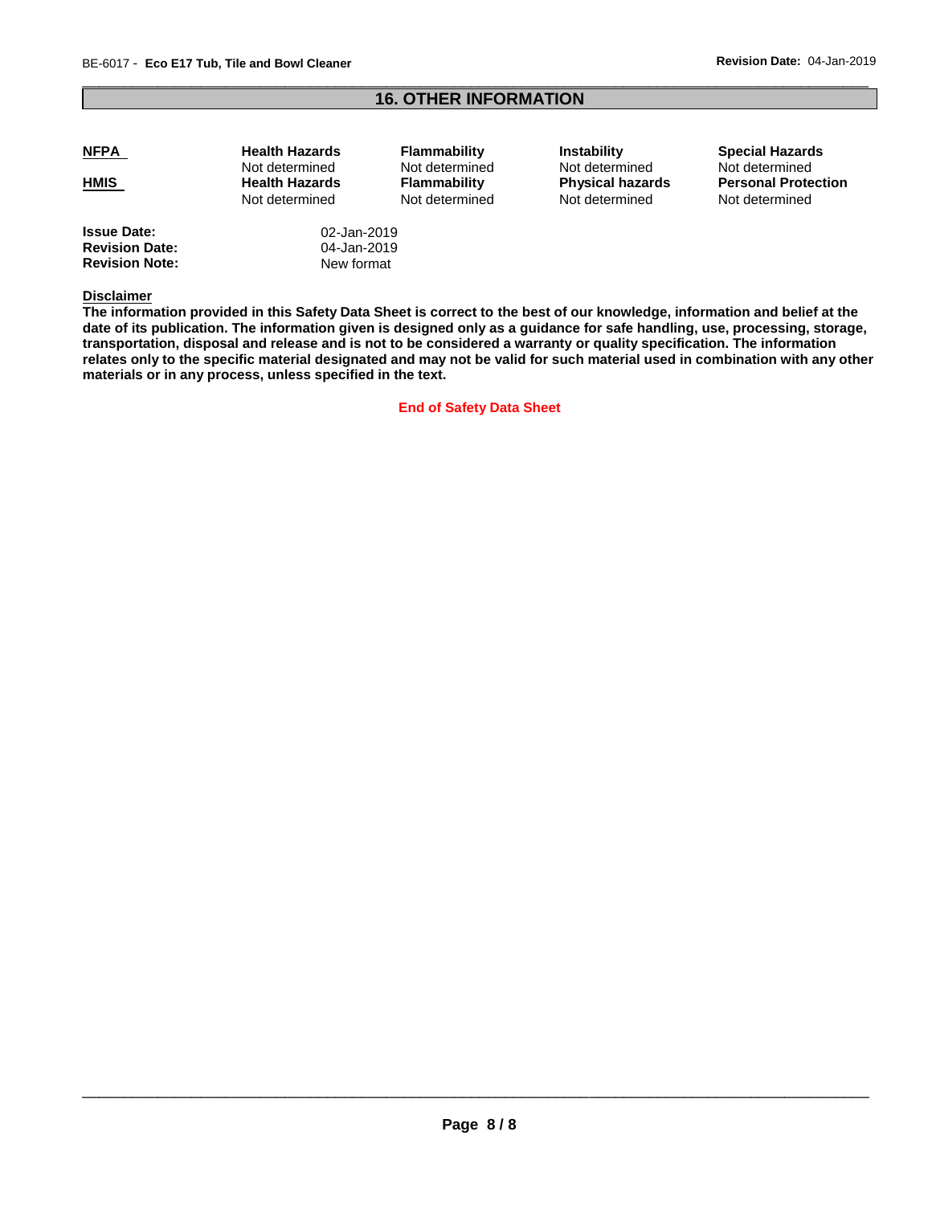## 16. OTHER INFORMATION

| | | | | |
|---|---|---|---|---|
| **NFPA** | **Health Hazards** | **Flammability** | **Instability** | **Special Hazards** |
| | Not determined | Not determined | Not determined | Not determined |
| **HMIS** | **Health Hazards** | **Flammability** | **Physical hazards** | **Personal Protection** |
| | Not determined | Not determined | Not determined | Not determined |

**Issue Date:** 02-Jan-2019
**Revision Date:** 04-Jan-2019
**Revision Note:** New format

**Disclaimer**

**The information provided in this Safety Data Sheet is correct to the best of our knowledge, information and belief at the date of its publication. The information given is designed only as a guidance for safe handling, use, processing, storage, transportation, disposal and release and is not to be considered a warranty or quality specification. The information relates only to the specific material designated and may not be valid for such material used in combination with any other materials or in any process, unless specified in the text.**

**End of Safety Data Sheet**